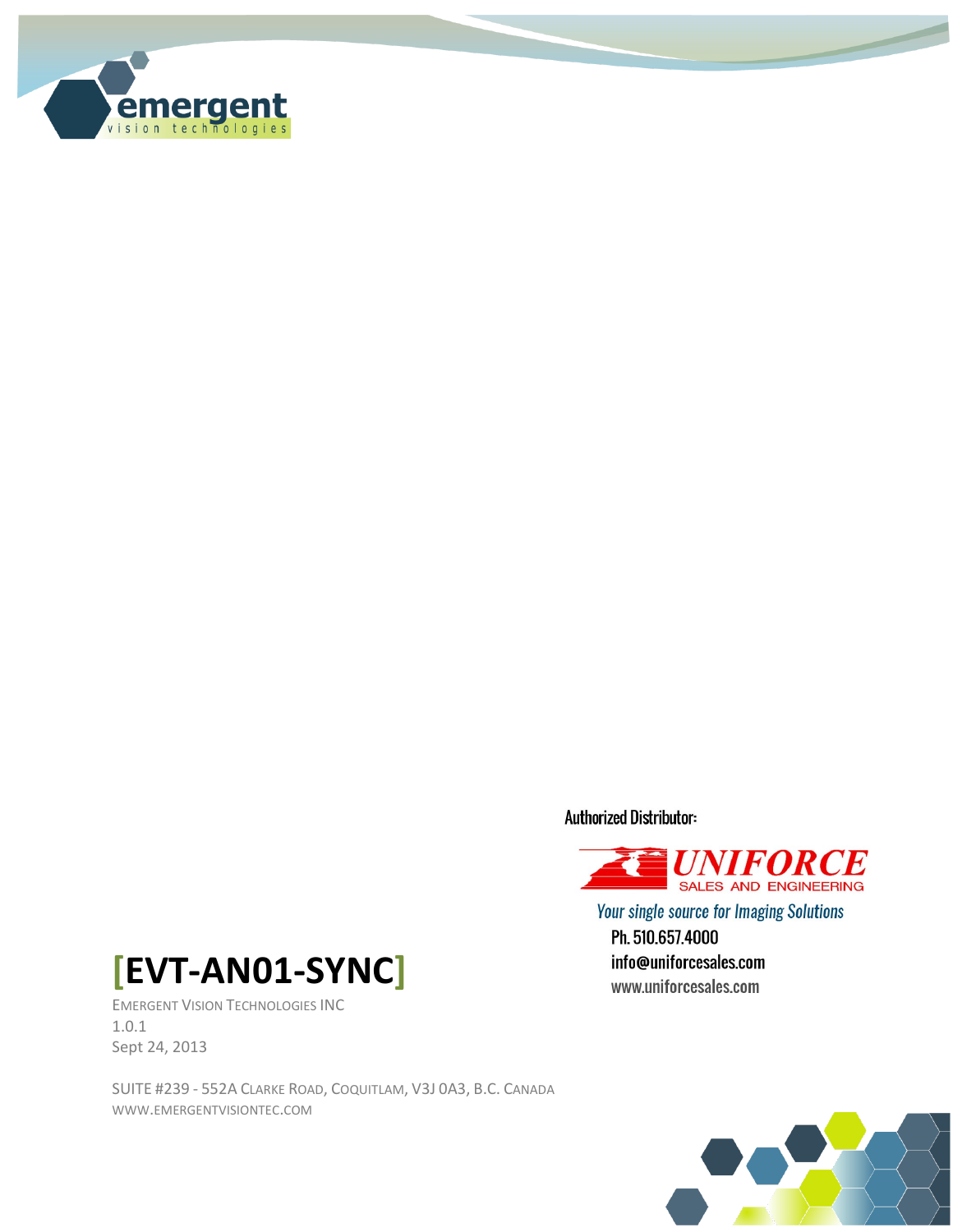Authorized Distributor:

UNIFORCE
SALES AND ENGINEERING

*Your single source for Imaging Solutions*

Ph. 510.657.4000
info@uniforcesales.com
www.uniforcesales.com

# [EVT-AN01-SYNC]

EMERGENT VISION TECHNOLOGIES INC
1.0.1
Sept 24, 2013

SUITE #239 - 552A CLARKE ROAD, COQUITLAM, V3J 0A3, B.C. CANADA
WWW.EMERGENTVISIONTEC.COM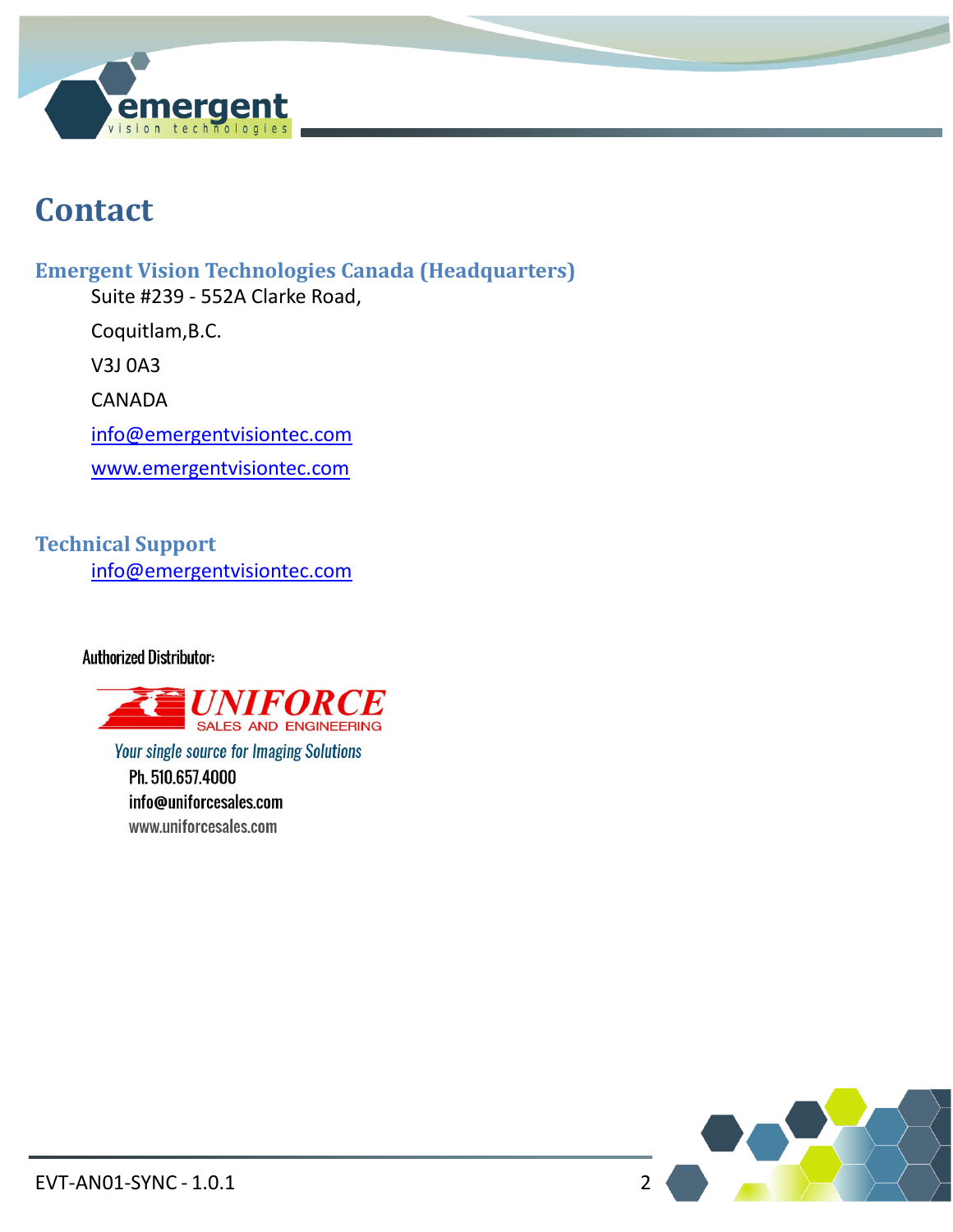# Contact

## Emergent Vision Technologies Canada (Headquarters)

Suite #239 - 552A Clarke Road,

Coquitlam,B.C.

V3J 0A3

CANADA

info@emergentvisiontec.com

www.emergentvisiontec.com

## Technical Support

info@emergentvisiontec.com

Authorized Distributor:

UNIFORCE SALES AND ENGINEERING

*Your single source for Imaging Solutions*

Ph. 510.657.4000

info@uniforcesales.com

www.uniforcesales.com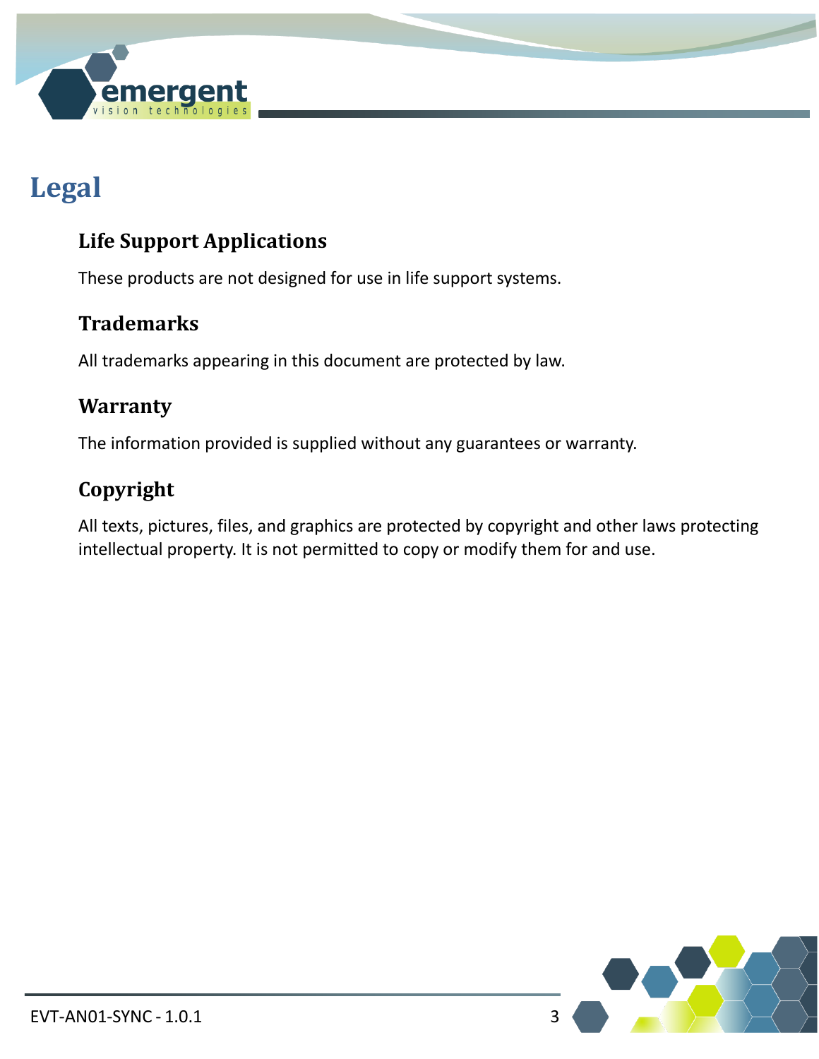# Legal

## Life Support Applications

These products are not designed for use in life support systems.

## Trademarks

All trademarks appearing in this document are protected by law.

## Warranty

The information provided is supplied without any guarantees or warranty.

## Copyright

All texts, pictures, files, and graphics are protected by copyright and other laws protecting intellectual property. It is not permitted to copy or modify them for and use.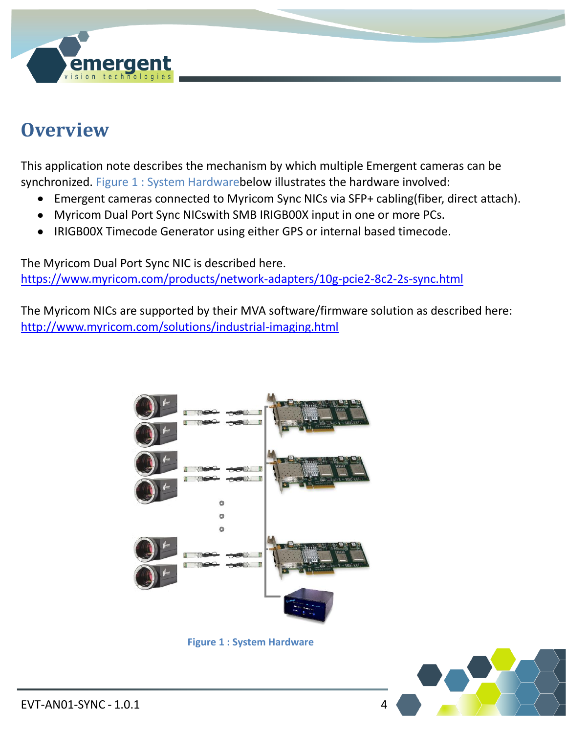# Overview

This application note describes the mechanism by which multiple Emergent cameras can be synchronized. Figure 1 : System Hardwarebelow illustrates the hardware involved:

- Emergent cameras connected to Myricom Sync NICs via SFP+ cabling(fiber, direct attach).
- Myricom Dual Port Sync NICswith SMB IRIGB00X input in one or more PCs.
- IRIGB00X Timecode Generator using either GPS or internal based timecode.

The Myricom Dual Port Sync NIC is described here.
https://www.myricom.com/products/network-adapters/10g-pcie2-8c2-2s-sync.html

The Myricom NICs are supported by their MVA software/firmware solution as described here:
http://www.myricom.com/solutions/industrial-imaging.html

**Figure 1 : System Hardware**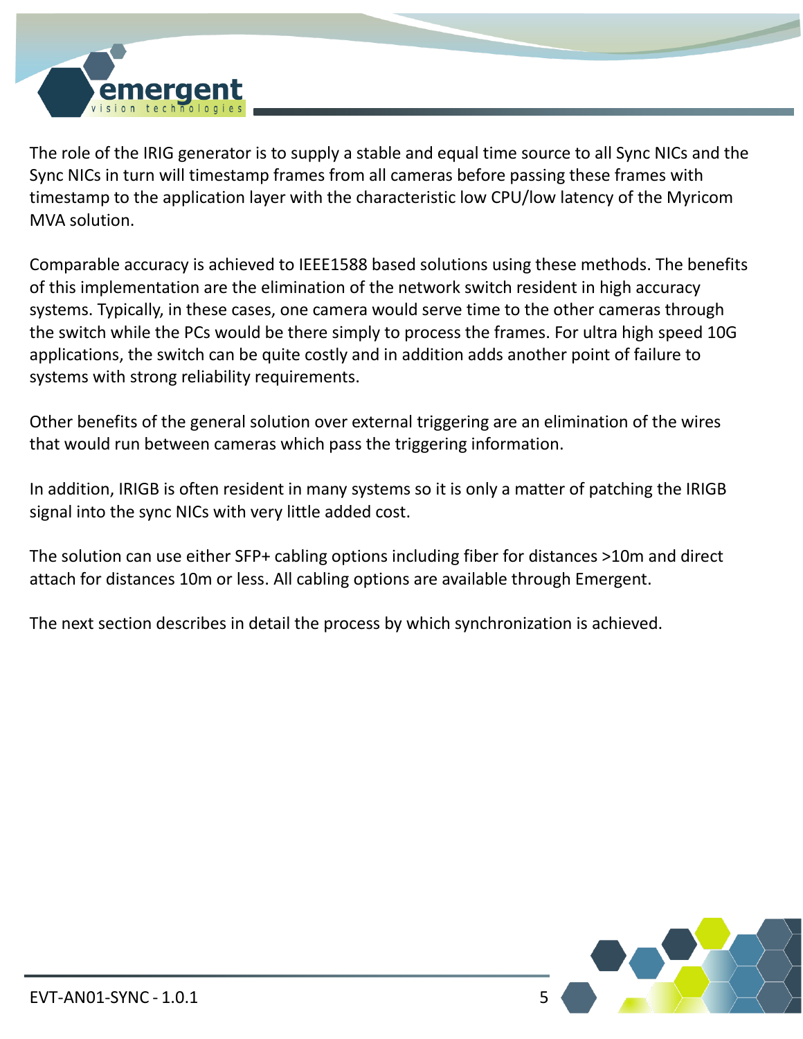The role of the IRIG generator is to supply a stable and equal time source to all Sync NICs and the Sync NICs in turn will timestamp frames from all cameras before passing these frames with timestamp to the application layer with the characteristic low CPU/low latency of the Myricom MVA solution.

Comparable accuracy is achieved to IEEE1588 based solutions using these methods. The benefits of this implementation are the elimination of the network switch resident in high accuracy systems. Typically, in these cases, one camera would serve time to the other cameras through the switch while the PCs would be there simply to process the frames. For ultra high speed 10G applications, the switch can be quite costly and in addition adds another point of failure to systems with strong reliability requirements.

Other benefits of the general solution over external triggering are an elimination of the wires that would run between cameras which pass the triggering information.

In addition, IRIGB is often resident in many systems so it is only a matter of patching the IRIGB signal into the sync NICs with very little added cost.

The solution can use either SFP+ cabling options including fiber for distances >10m and direct attach for distances 10m or less. All cabling options are available through Emergent.

The next section describes in detail the process by which synchronization is achieved.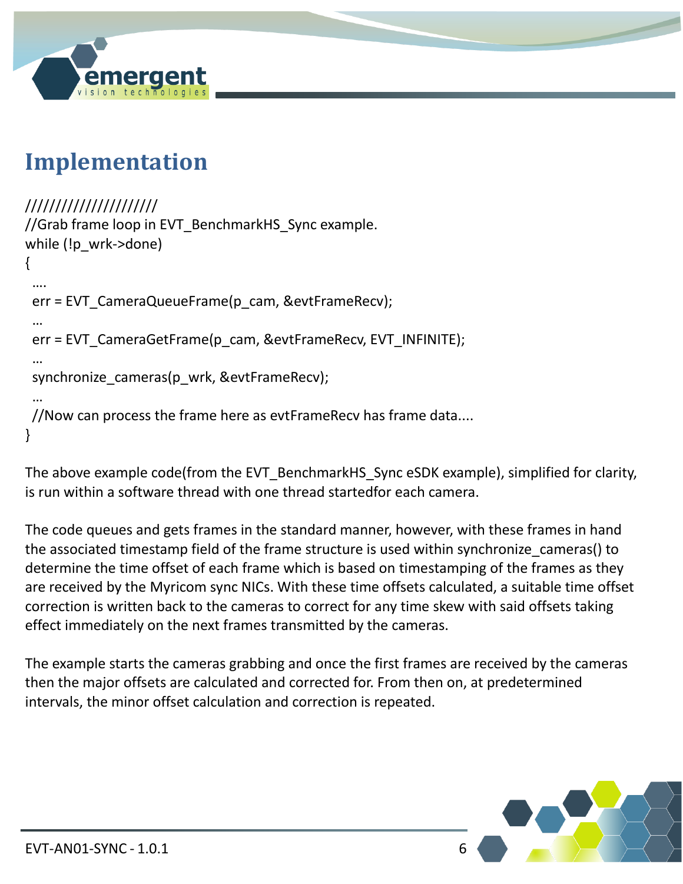# Implementation

```
/////////////////////
//Grab frame loop in EVT_BenchmarkHS_Sync example.
while (!p_wrk->done)
{
  ….
  err = EVT_CameraQueueFrame(p_cam, &evtFrameRecv);
  …
  err = EVT_CameraGetFrame(p_cam, &evtFrameRecv, EVT_INFINITE);
  …
  synchronize_cameras(p_wrk, &evtFrameRecv);
  …
  //Now can process the frame here as evtFrameRecv has frame data....
}
```

The above example code(from the EVT_BenchmarkHS_Sync eSDK example), simplified for clarity, is run within a software thread with one thread startedfor each camera.

The code queues and gets frames in the standard manner, however, with these frames in hand the associated timestamp field of the frame structure is used within synchronize_cameras() to determine the time offset of each frame which is based on timestamping of the frames as they are received by the Myricom sync NICs. With these time offsets calculated, a suitable time offset correction is written back to the cameras to correct for any time skew with said offsets taking effect immediately on the next frames transmitted by the cameras.

The example starts the cameras grabbing and once the first frames are received by the cameras then the major offsets are calculated and corrected for. From then on, at predetermined intervals, the minor offset calculation and correction is repeated.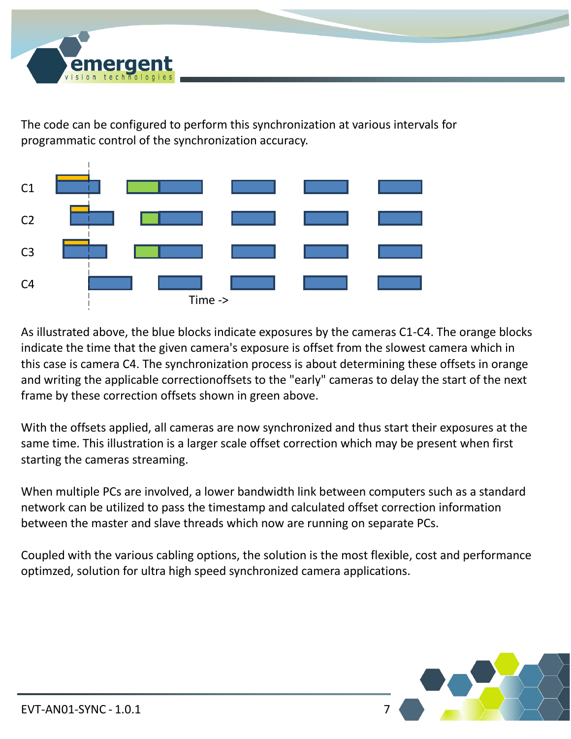The code can be configured to perform this synchronization at various intervals for programmatic control of the synchronization accuracy.

C1

C2

C3

C4

Time ->

As illustrated above, the blue blocks indicate exposures by the cameras C1-C4. The orange blocks indicate the time that the given camera's exposure is offset from the slowest camera which in this case is camera C4. The synchronization process is about determining these offsets in orange and writing the applicable correctionoffsets to the "early" cameras to delay the start of the next frame by these correction offsets shown in green above.

With the offsets applied, all cameras are now synchronized and thus start their exposures at the same time. This illustration is a larger scale offset correction which may be present when first starting the cameras streaming.

When multiple PCs are involved, a lower bandwidth link between computers such as a standard network can be utilized to pass the timestamp and calculated offset correction information between the master and slave threads which now are running on separate PCs.

Coupled with the various cabling options, the solution is the most flexible, cost and performance optimzed, solution for ultra high speed synchronized camera applications.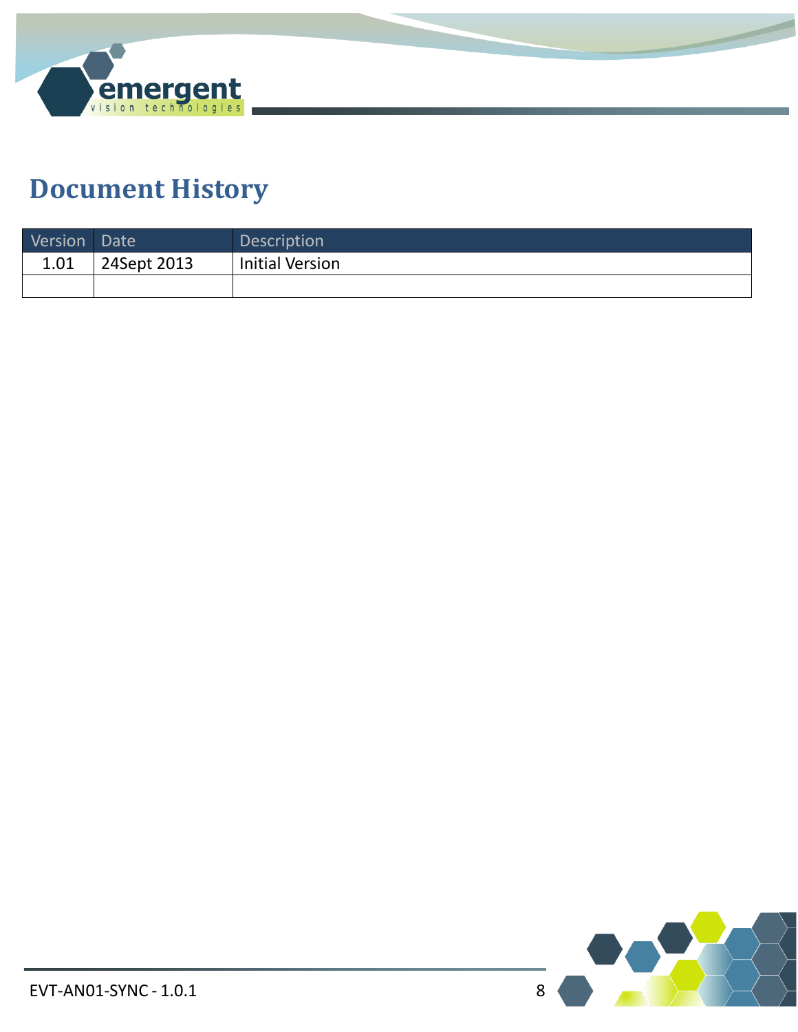# Document History

| Version | Date | Description |
|---|---|---|
| 1.01 | 24Sept 2013 | Initial Version |
| | | |